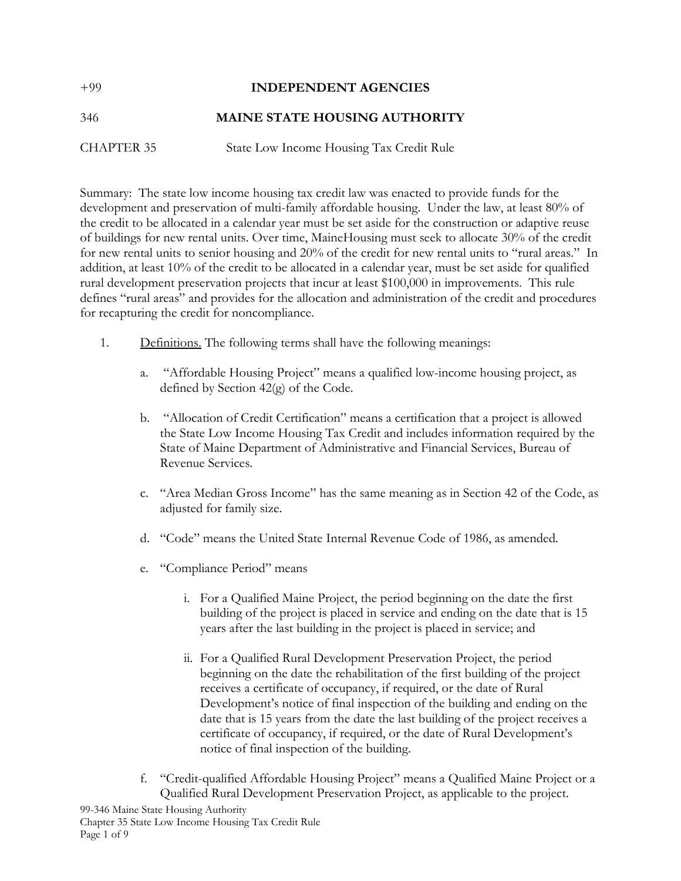+99 **INDEPENDENT AGENCIES**

346 **MAINE STATE HOUSING AUTHORITY**

CHAPTER 35 State Low Income Housing Tax Credit Rule

Summary: The state low income housing tax credit law was enacted to provide funds for the development and preservation of multi-family affordable housing. Under the law, at least 80% of the credit to be allocated in a calendar year must be set aside for the construction or adaptive reuse of buildings for new rental units. Over time, MaineHousing must seek to allocate 30% of the credit for new rental units to senior housing and 20% of the credit for new rental units to "rural areas." In addition, at least 10% of the credit to be allocated in a calendar year, must be set aside for qualified rural development preservation projects that incur at least $100,000 in improvements. This rule defines "rural areas" and provides for the allocation and administration of the credit and procedures for recapturing the credit for noncompliance.

1. Definitions. The following terms shall have the following meanings:

   a. "Affordable Housing Project" means a qualified low-income housing project, as defined by Section 42(g) of the Code.

   b. "Allocation of Credit Certification" means a certification that a project is allowed the State Low Income Housing Tax Credit and includes information required by the State of Maine Department of Administrative and Financial Services, Bureau of Revenue Services.

   c. "Area Median Gross Income" has the same meaning as in Section 42 of the Code, as adjusted for family size.

   d. "Code" means the United State Internal Revenue Code of 1986, as amended.

   e. "Compliance Period" means

      i. For a Qualified Maine Project, the period beginning on the date the first building of the project is placed in service and ending on the date that is 15 years after the last building in the project is placed in service; and

      ii. For a Qualified Rural Development Preservation Project, the period beginning on the date the rehabilitation of the first building of the project receives a certificate of occupancy, if required, or the date of Rural Development's notice of final inspection of the building and ending on the date that is 15 years from the date the last building of the project receives a certificate of occupancy, if required, or the date of Rural Development's notice of final inspection of the building.

   f. "Credit-qualified Affordable Housing Project" means a Qualified Maine Project or a Qualified Rural Development Preservation Project, as applicable to the project.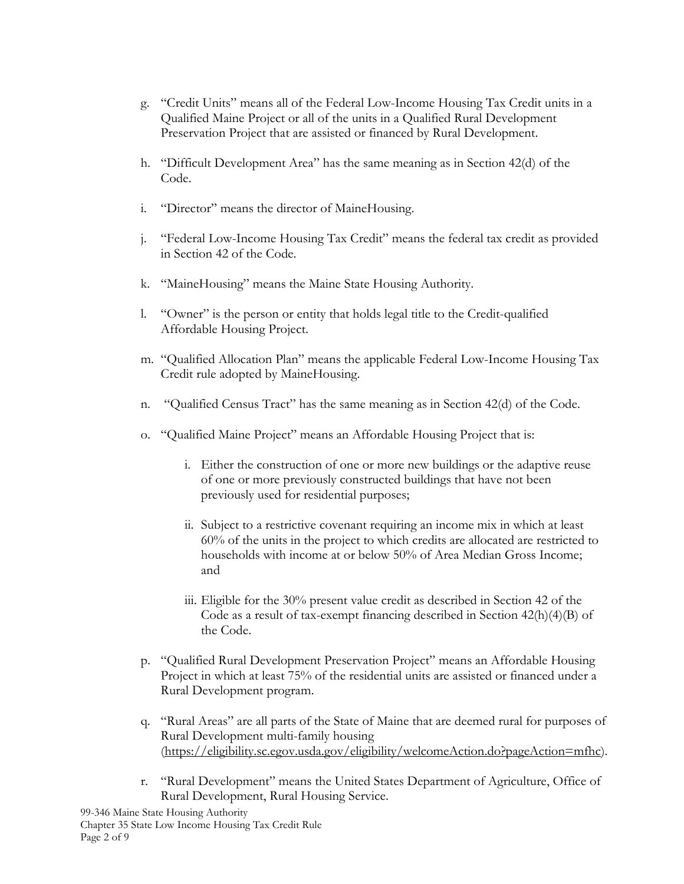g. "Credit Units" means all of the Federal Low-Income Housing Tax Credit units in a Qualified Maine Project or all of the units in a Qualified Rural Development Preservation Project that are assisted or financed by Rural Development.

h. "Difficult Development Area" has the same meaning as in Section 42(d) of the Code.

i. "Director" means the director of MaineHousing.

j. "Federal Low-Income Housing Tax Credit" means the federal tax credit as provided in Section 42 of the Code.

k. "MaineHousing" means the Maine State Housing Authority.

l. "Owner" is the person or entity that holds legal title to the Credit-qualified Affordable Housing Project.

m. "Qualified Allocation Plan" means the applicable Federal Low-Income Housing Tax Credit rule adopted by MaineHousing.

n. "Qualified Census Tract" has the same meaning as in Section 42(d) of the Code.

o. "Qualified Maine Project" means an Affordable Housing Project that is:

    i. Either the construction of one or more new buildings or the adaptive reuse of one or more previously constructed buildings that have not been previously used for residential purposes;

    ii. Subject to a restrictive covenant requiring an income mix in which at least 60% of the units in the project to which credits are allocated are restricted to households with income at or below 50% of Area Median Gross Income; and

    iii. Eligible for the 30% present value credit as described in Section 42 of the Code as a result of tax-exempt financing described in Section 42(h)(4)(B) of the Code.

p. "Qualified Rural Development Preservation Project" means an Affordable Housing Project in which at least 75% of the residential units are assisted or financed under a Rural Development program.

q. "Rural Areas" are all parts of the State of Maine that are deemed rural for purposes of Rural Development multi-family housing (https://eligibility.sc.egov.usda.gov/eligibility/welcomeAction.do?pageAction=mfhc).

r. "Rural Development" means the United States Department of Agriculture, Office of Rural Development, Rural Housing Service.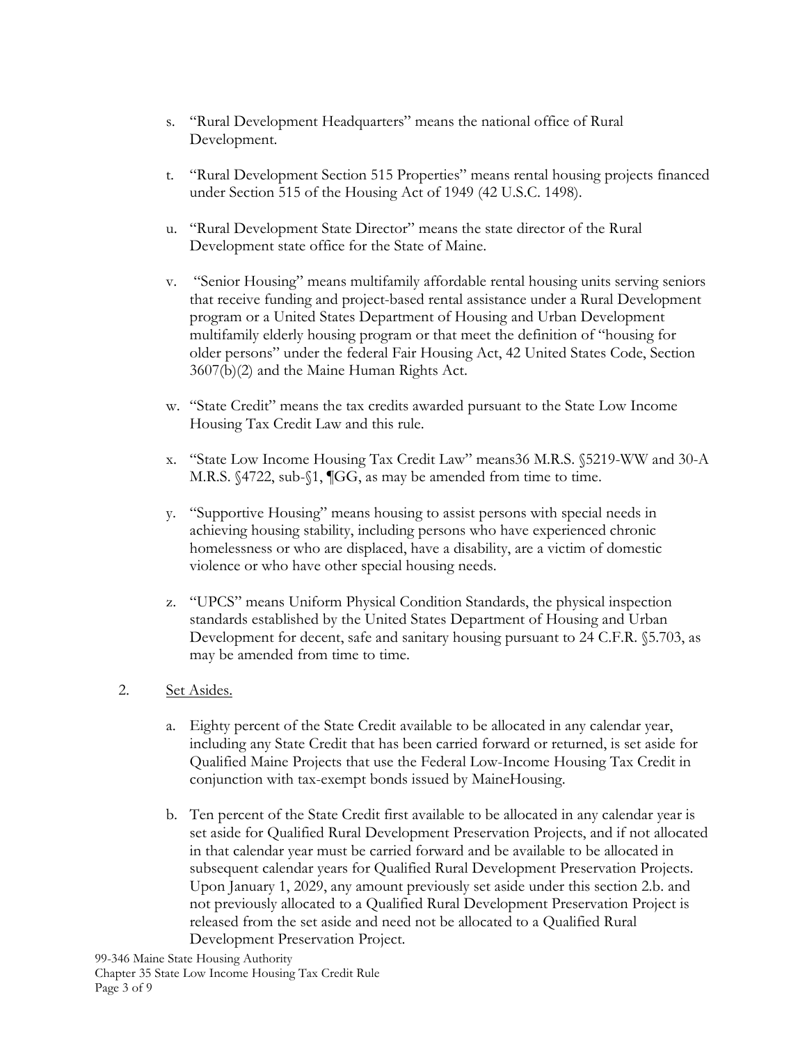s. "Rural Development Headquarters" means the national office of Rural Development.

t. "Rural Development Section 515 Properties" means rental housing projects financed under Section 515 of the Housing Act of 1949 (42 U.S.C. 1498).

u. "Rural Development State Director" means the state director of the Rural Development state office for the State of Maine.

v. "Senior Housing" means multifamily affordable rental housing units serving seniors that receive funding and project-based rental assistance under a Rural Development program or a United States Department of Housing and Urban Development multifamily elderly housing program or that meet the definition of "housing for older persons" under the federal Fair Housing Act, 42 United States Code, Section 3607(b)(2) and the Maine Human Rights Act.

w. "State Credit" means the tax credits awarded pursuant to the State Low Income Housing Tax Credit Law and this rule.

x. "State Low Income Housing Tax Credit Law" means36 M.R.S. §5219-WW and 30-A M.R.S. §4722, sub-§1, ¶GG, as may be amended from time to time.

y. "Supportive Housing" means housing to assist persons with special needs in achieving housing stability, including persons who have experienced chronic homelessness or who are displaced, have a disability, are a victim of domestic violence or who have other special housing needs.

z. "UPCS" means Uniform Physical Condition Standards, the physical inspection standards established by the United States Department of Housing and Urban Development for decent, safe and sanitary housing pursuant to 24 C.F.R. §5.703, as may be amended from time to time.

2. Set Asides.

a. Eighty percent of the State Credit available to be allocated in any calendar year, including any State Credit that has been carried forward or returned, is set aside for Qualified Maine Projects that use the Federal Low-Income Housing Tax Credit in conjunction with tax-exempt bonds issued by MaineHousing.

b. Ten percent of the State Credit first available to be allocated in any calendar year is set aside for Qualified Rural Development Preservation Projects, and if not allocated in that calendar year must be carried forward and be available to be allocated in subsequent calendar years for Qualified Rural Development Preservation Projects. Upon January 1, 2029, any amount previously set aside under this section 2.b. and not previously allocated to a Qualified Rural Development Preservation Project is released from the set aside and need not be allocated to a Qualified Rural Development Preservation Project.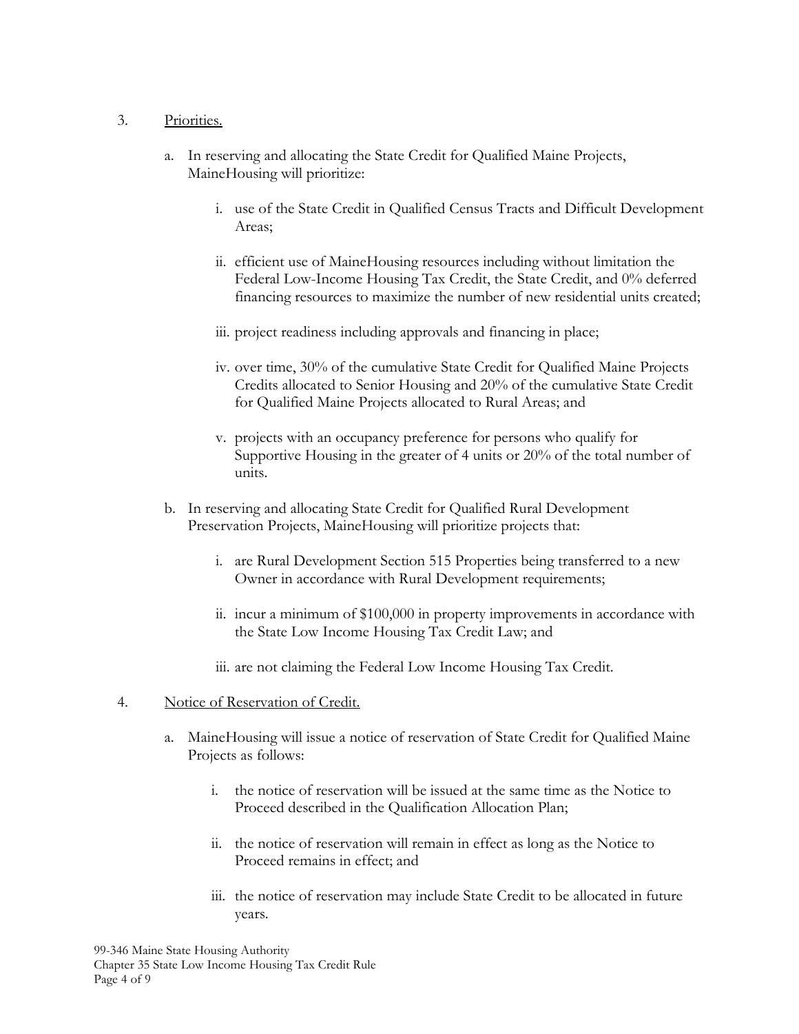3. Priorities.

   a. In reserving and allocating the State Credit for Qualified Maine Projects, MaineHousing will prioritize:

      i. use of the State Credit in Qualified Census Tracts and Difficult Development Areas;

      ii. efficient use of MaineHousing resources including without limitation the Federal Low-Income Housing Tax Credit, the State Credit, and 0% deferred financing resources to maximize the number of new residential units created;

      iii. project readiness including approvals and financing in place;

      iv. over time, 30% of the cumulative State Credit for Qualified Maine Projects Credits allocated to Senior Housing and 20% of the cumulative State Credit for Qualified Maine Projects allocated to Rural Areas; and

      v. projects with an occupancy preference for persons who qualify for Supportive Housing in the greater of 4 units or 20% of the total number of units.

   b. In reserving and allocating State Credit for Qualified Rural Development Preservation Projects, MaineHousing will prioritize projects that:

      i. are Rural Development Section 515 Properties being transferred to a new Owner in accordance with Rural Development requirements;

      ii. incur a minimum of $100,000 in property improvements in accordance with the State Low Income Housing Tax Credit Law; and

      iii. are not claiming the Federal Low Income Housing Tax Credit.

4. Notice of Reservation of Credit.

   a. MaineHousing will issue a notice of reservation of State Credit for Qualified Maine Projects as follows:

      i. the notice of reservation will be issued at the same time as the Notice to Proceed described in the Qualification Allocation Plan;

      ii. the notice of reservation will remain in effect as long as the Notice to Proceed remains in effect; and

      iii. the notice of reservation may include State Credit to be allocated in future years.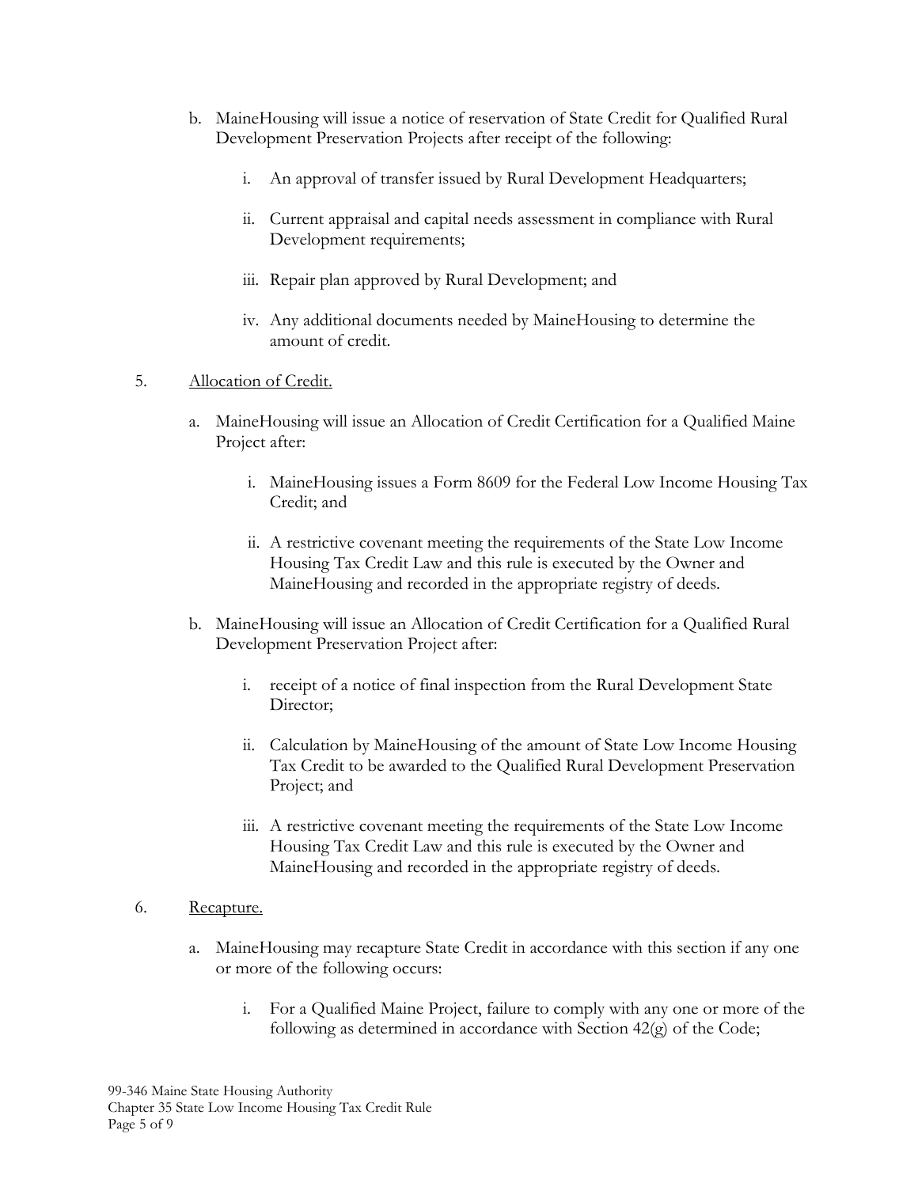b. MaineHousing will issue a notice of reservation of State Credit for Qualified Rural Development Preservation Projects after receipt of the following:

    i. An approval of transfer issued by Rural Development Headquarters;

    ii. Current appraisal and capital needs assessment in compliance with Rural Development requirements;

    iii. Repair plan approved by Rural Development; and

    iv. Any additional documents needed by MaineHousing to determine the amount of credit.

5. <u>Allocation of Credit.</u>

    a. MaineHousing will issue an Allocation of Credit Certification for a Qualified Maine Project after:

        i. MaineHousing issues a Form 8609 for the Federal Low Income Housing Tax Credit; and

        ii. A restrictive covenant meeting the requirements of the State Low Income Housing Tax Credit Law and this rule is executed by the Owner and MaineHousing and recorded in the appropriate registry of deeds.

    b. MaineHousing will issue an Allocation of Credit Certification for a Qualified Rural Development Preservation Project after:

        i. receipt of a notice of final inspection from the Rural Development State Director;

        ii. Calculation by MaineHousing of the amount of State Low Income Housing Tax Credit to be awarded to the Qualified Rural Development Preservation Project; and

        iii. A restrictive covenant meeting the requirements of the State Low Income Housing Tax Credit Law and this rule is executed by the Owner and MaineHousing and recorded in the appropriate registry of deeds.

6. <u>Recapture.</u>

    a. MaineHousing may recapture State Credit in accordance with this section if any one or more of the following occurs:

        i. For a Qualified Maine Project, failure to comply with any one or more of the following as determined in accordance with Section 42(g) of the Code;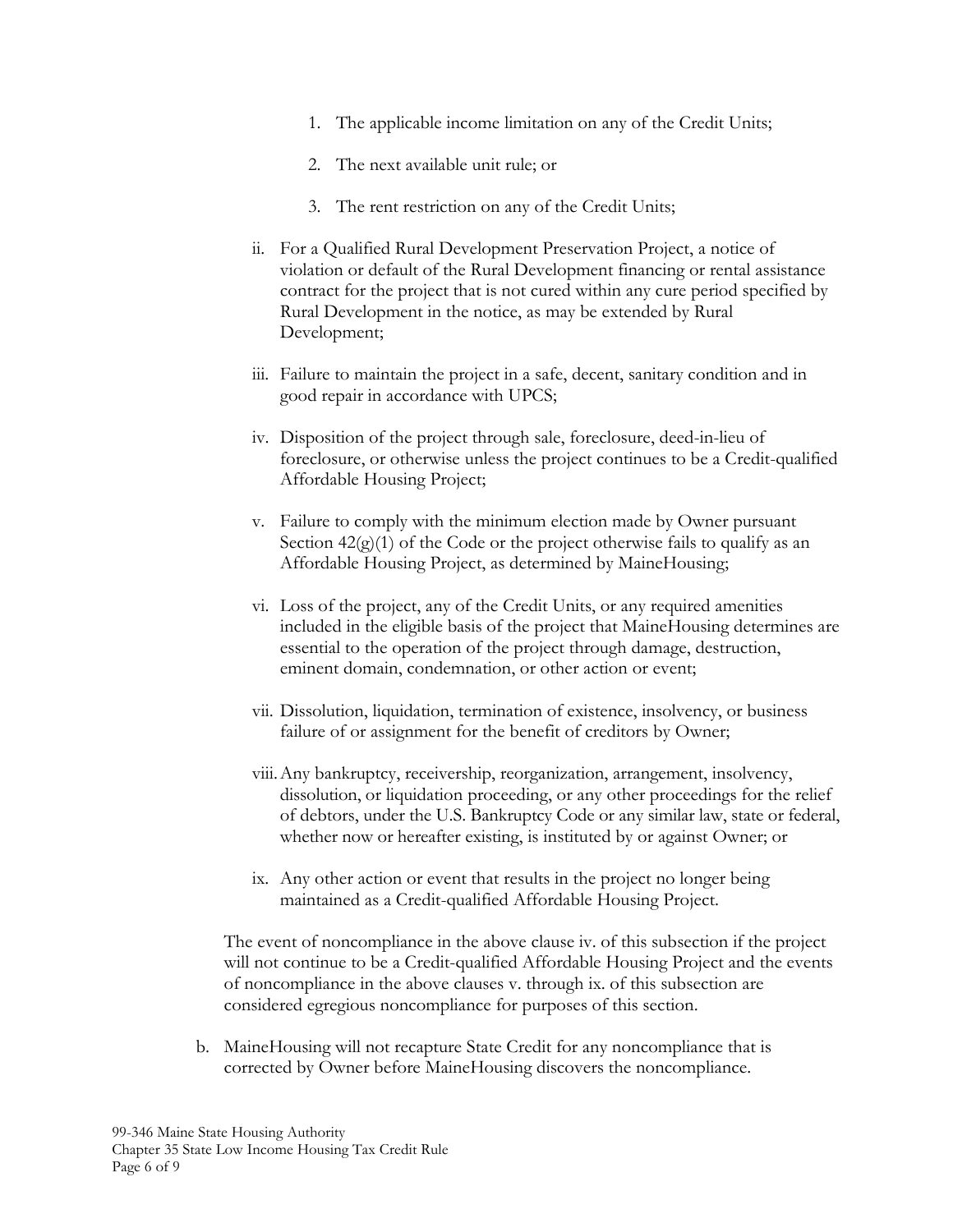1. The applicable income limitation on any of the Credit Units;
2. The next available unit rule; or
3. The rent restriction on any of the Credit Units;

ii. For a Qualified Rural Development Preservation Project, a notice of violation or default of the Rural Development financing or rental assistance contract for the project that is not cured within any cure period specified by Rural Development in the notice, as may be extended by Rural Development;

iii. Failure to maintain the project in a safe, decent, sanitary condition and in good repair in accordance with UPCS;

iv. Disposition of the project through sale, foreclosure, deed-in-lieu of foreclosure, or otherwise unless the project continues to be a Credit-qualified Affordable Housing Project;

v. Failure to comply with the minimum election made by Owner pursuant Section 42(g)(1) of the Code or the project otherwise fails to qualify as an Affordable Housing Project, as determined by MaineHousing;

vi. Loss of the project, any of the Credit Units, or any required amenities included in the eligible basis of the project that MaineHousing determines are essential to the operation of the project through damage, destruction, eminent domain, condemnation, or other action or event;

vii. Dissolution, liquidation, termination of existence, insolvency, or business failure of or assignment for the benefit of creditors by Owner;

viii. Any bankruptcy, receivership, reorganization, arrangement, insolvency, dissolution, or liquidation proceeding, or any other proceedings for the relief of debtors, under the U.S. Bankruptcy Code or any similar law, state or federal, whether now or hereafter existing, is instituted by or against Owner; or

ix. Any other action or event that results in the project no longer being maintained as a Credit-qualified Affordable Housing Project.

The event of noncompliance in the above clause iv. of this subsection if the project will not continue to be a Credit-qualified Affordable Housing Project and the events of noncompliance in the above clauses v. through ix. of this subsection are considered egregious noncompliance for purposes of this section.

b. MaineHousing will not recapture State Credit for any noncompliance that is corrected by Owner before MaineHousing discovers the noncompliance.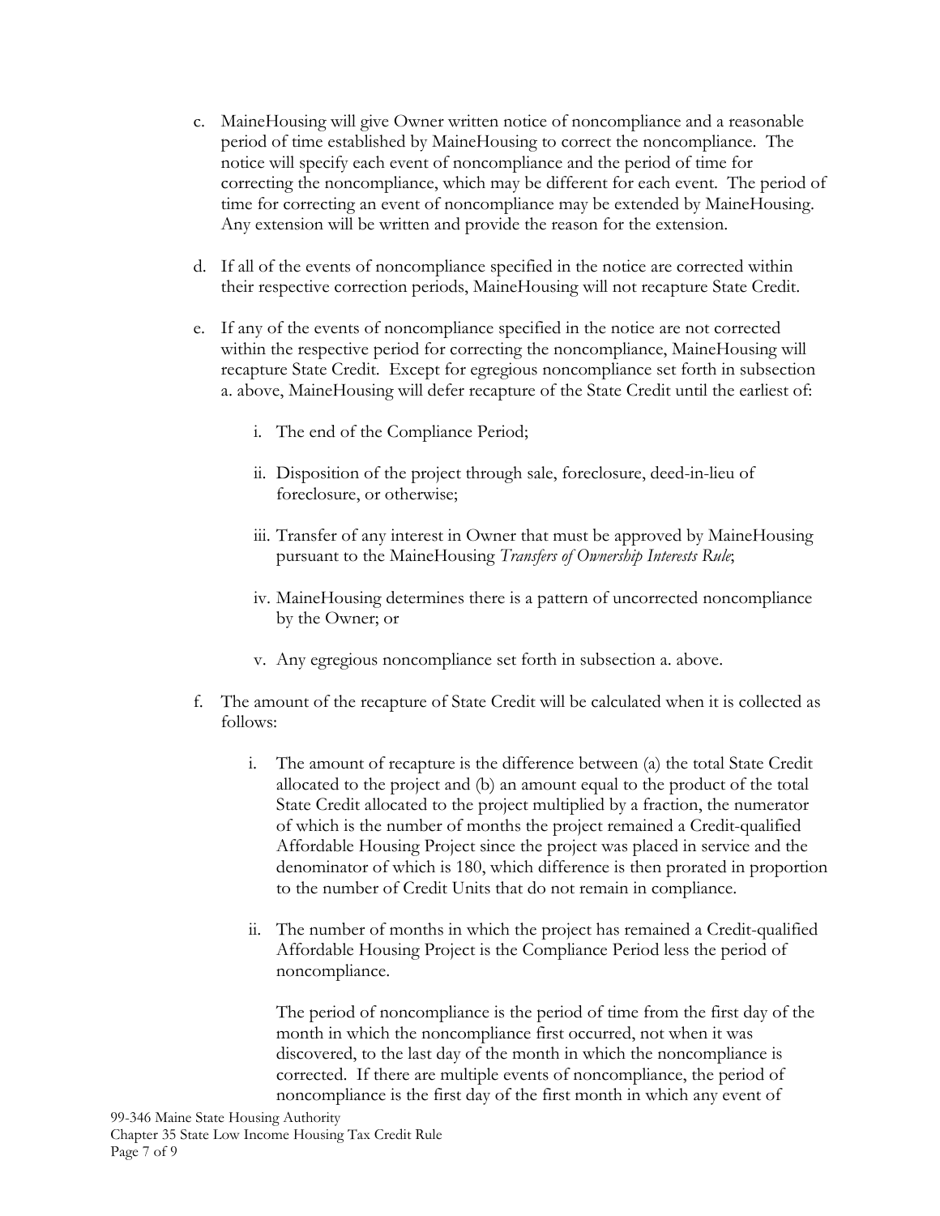c. MaineHousing will give Owner written notice of noncompliance and a reasonable period of time established by MaineHousing to correct the noncompliance. The notice will specify each event of noncompliance and the period of time for correcting the noncompliance, which may be different for each event. The period of time for correcting an event of noncompliance may be extended by MaineHousing. Any extension will be written and provide the reason for the extension.

d. If all of the events of noncompliance specified in the notice are corrected within their respective correction periods, MaineHousing will not recapture State Credit.

e. If any of the events of noncompliance specified in the notice are not corrected within the respective period for correcting the noncompliance, MaineHousing will recapture State Credit. Except for egregious noncompliance set forth in subsection a. above, MaineHousing will defer recapture of the State Credit until the earliest of:

   i. The end of the Compliance Period;

   ii. Disposition of the project through sale, foreclosure, deed-in-lieu of foreclosure, or otherwise;

   iii. Transfer of any interest in Owner that must be approved by MaineHousing pursuant to the MaineHousing *Transfers of Ownership Interests Rule*;

   iv. MaineHousing determines there is a pattern of uncorrected noncompliance by the Owner; or

   v. Any egregious noncompliance set forth in subsection a. above.

f. The amount of the recapture of State Credit will be calculated when it is collected as follows:

   i. The amount of recapture is the difference between (a) the total State Credit allocated to the project and (b) an amount equal to the product of the total State Credit allocated to the project multiplied by a fraction, the numerator of which is the number of months the project remained a Credit-qualified Affordable Housing Project since the project was placed in service and the denominator of which is 180, which difference is then prorated in proportion to the number of Credit Units that do not remain in compliance.

   ii. The number of months in which the project has remained a Credit-qualified Affordable Housing Project is the Compliance Period less the period of noncompliance.

   The period of noncompliance is the period of time from the first day of the month in which the noncompliance first occurred, not when it was discovered, to the last day of the month in which the noncompliance is corrected. If there are multiple events of noncompliance, the period of noncompliance is the first day of the first month in which any event of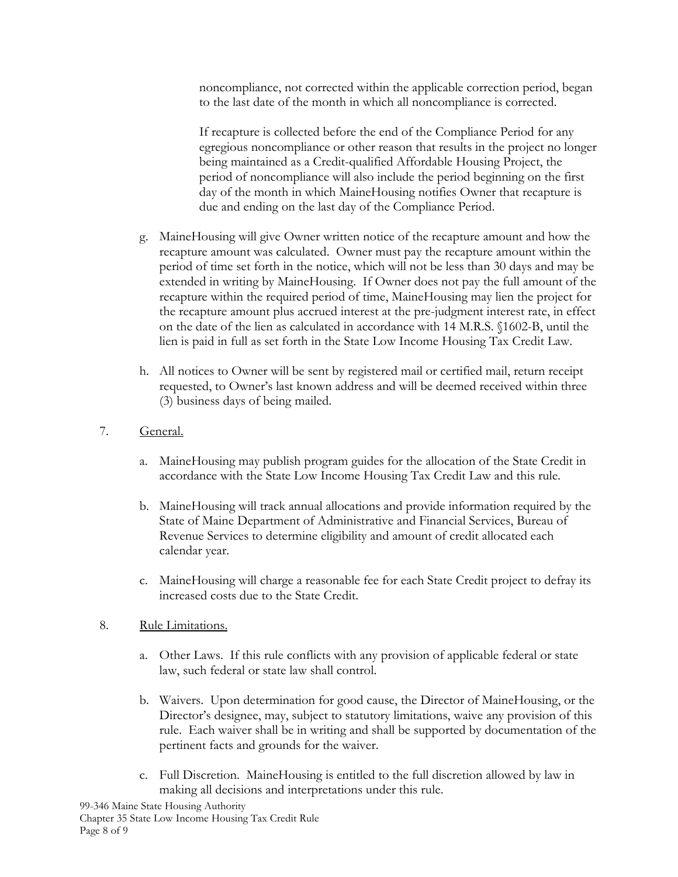noncompliance, not corrected within the applicable correction period, began to the last date of the month in which all noncompliance is corrected.

If recapture is collected before the end of the Compliance Period for any egregious noncompliance or other reason that results in the project no longer being maintained as a Credit-qualified Affordable Housing Project, the period of noncompliance will also include the period beginning on the first day of the month in which MaineHousing notifies Owner that recapture is due and ending on the last day of the Compliance Period.

g. MaineHousing will give Owner written notice of the recapture amount and how the recapture amount was calculated. Owner must pay the recapture amount within the period of time set forth in the notice, which will not be less than 30 days and may be extended in writing by MaineHousing. If Owner does not pay the full amount of the recapture within the required period of time, MaineHousing may lien the project for the recapture amount plus accrued interest at the pre-judgment interest rate, in effect on the date of the lien as calculated in accordance with 14 M.R.S. §1602-B, until the lien is paid in full as set forth in the State Low Income Housing Tax Credit Law.

h. All notices to Owner will be sent by registered mail or certified mail, return receipt requested, to Owner's last known address and will be deemed received within three (3) business days of being mailed.

7. General.

a. MaineHousing may publish program guides for the allocation of the State Credit in accordance with the State Low Income Housing Tax Credit Law and this rule.

b. MaineHousing will track annual allocations and provide information required by the State of Maine Department of Administrative and Financial Services, Bureau of Revenue Services to determine eligibility and amount of credit allocated each calendar year.

c. MaineHousing will charge a reasonable fee for each State Credit project to defray its increased costs due to the State Credit.

8. Rule Limitations.

a. Other Laws. If this rule conflicts with any provision of applicable federal or state law, such federal or state law shall control.

b. Waivers. Upon determination for good cause, the Director of MaineHousing, or the Director's designee, may, subject to statutory limitations, waive any provision of this rule. Each waiver shall be in writing and shall be supported by documentation of the pertinent facts and grounds for the waiver.

c. Full Discretion. MaineHousing is entitled to the full discretion allowed by law in making all decisions and interpretations under this rule.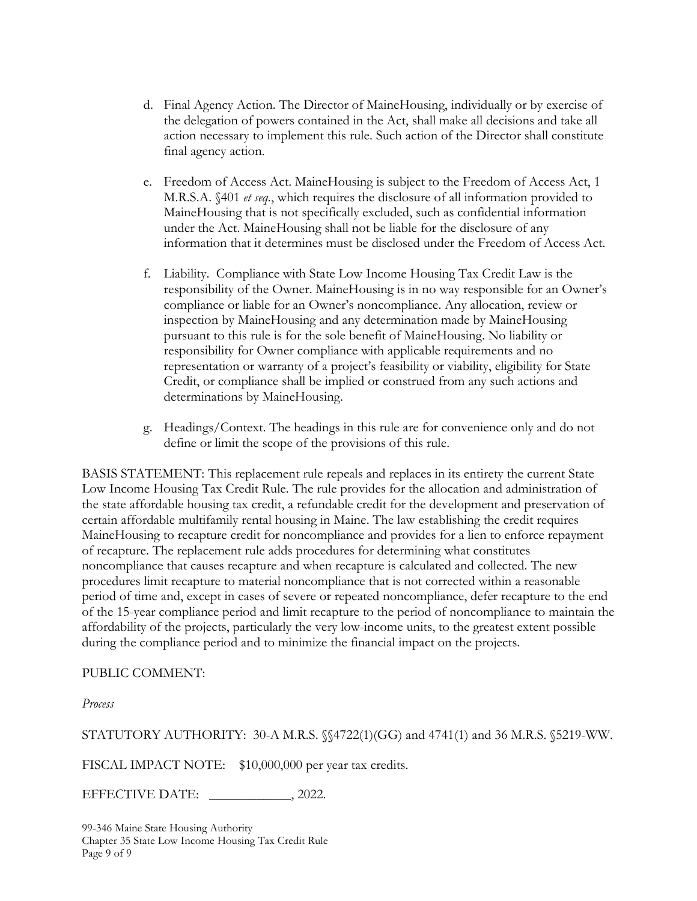d. Final Agency Action. The Director of MaineHousing, individually or by exercise of the delegation of powers contained in the Act, shall make all decisions and take all action necessary to implement this rule. Such action of the Director shall constitute final agency action.

e. Freedom of Access Act. MaineHousing is subject to the Freedom of Access Act, 1 M.R.S.A. §401 *et seq*., which requires the disclosure of all information provided to MaineHousing that is not specifically excluded, such as confidential information under the Act. MaineHousing shall not be liable for the disclosure of any information that it determines must be disclosed under the Freedom of Access Act.

f. Liability. Compliance with State Low Income Housing Tax Credit Law is the responsibility of the Owner. MaineHousing is in no way responsible for an Owner's compliance or liable for an Owner's noncompliance. Any allocation, review or inspection by MaineHousing and any determination made by MaineHousing pursuant to this rule is for the sole benefit of MaineHousing. No liability or responsibility for Owner compliance with applicable requirements and no representation or warranty of a project's feasibility or viability, eligibility for State Credit, or compliance shall be implied or construed from any such actions and determinations by MaineHousing.

g. Headings/Context. The headings in this rule are for convenience only and do not define or limit the scope of the provisions of this rule.

BASIS STATEMENT: This replacement rule repeals and replaces in its entirety the current State Low Income Housing Tax Credit Rule. The rule provides for the allocation and administration of the state affordable housing tax credit, a refundable credit for the development and preservation of certain affordable multifamily rental housing in Maine. The law establishing the credit requires MaineHousing to recapture credit for noncompliance and provides for a lien to enforce repayment of recapture. The replacement rule adds procedures for determining what constitutes noncompliance that causes recapture and when recapture is calculated and collected. The new procedures limit recapture to material noncompliance that is not corrected within a reasonable period of time and, except in cases of severe or repeated noncompliance, defer recapture to the end of the 15-year compliance period and limit recapture to the period of noncompliance to maintain the affordability of the projects, particularly the very low-income units, to the greatest extent possible during the compliance period and to minimize the financial impact on the projects.

PUBLIC COMMENT:

*Process*

STATUTORY AUTHORITY: 30-A M.R.S. §§4722(1)(GG) and 4741(1) and 36 M.R.S. §5219-WW.

FISCAL IMPACT NOTE: $10,000,000 per year tax credits.

EFFECTIVE DATE: ____________, 2022.